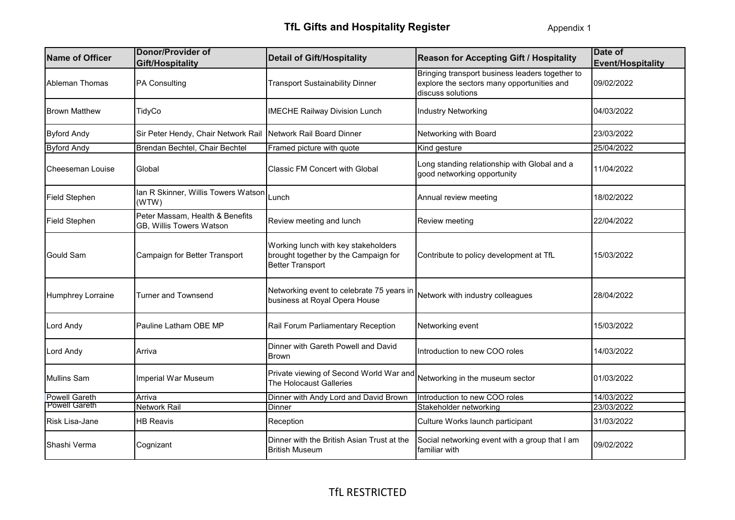# TfL Gifts and Hospitality Register

Appendix 1

| Name of Officer | Donor/Provider of Gift/Hospitality | Detail of Gift/Hospitality | Reason for Accepting Gift / Hospitality | Date of Event/Hospitality |
|---|---|---|---|---|
| Ableman Thomas | PA Consulting | Transport Sustainability Dinner | Bringing transport business leaders together to explore the sectors many opportunities and discuss solutions | 09/02/2022 |
| Brown Matthew | TidyCo | IMECHE Railway Division Lunch | Industry Networking | 04/03/2022 |
| Byford Andy | Sir Peter Hendy, Chair Network Rail | Network Rail Board Dinner | Networking with Board | 23/03/2022 |
| Byford Andy | Brendan Bechtel, Chair Bechtel | Framed picture with quote | Kind gesture | 25/04/2022 |
| Cheeseman Louise | Global | Classic FM Concert with Global | Long standing relationship with Global and a good networking opportunity | 11/04/2022 |
| Field Stephen | Ian R Skinner, Willis Towers Watson (WTW) | Lunch | Annual review meeting | 18/02/2022 |
| Field Stephen | Peter Massam, Health & Benefits GB, Willis Towers Watson | Review meeting and lunch | Review meeting | 22/04/2022 |
| Gould Sam | Campaign for Better Transport | Working lunch with key stakeholders brought together by the Campaign for Better Transport | Contribute to policy development at TfL | 15/03/2022 |
| Humphrey Lorraine | Turner and Townsend | Networking event to celebrate 75 years in business at Royal Opera House | Network with industry colleagues | 28/04/2022 |
| Lord Andy | Pauline Latham OBE MP | Rail Forum Parliamentary Reception | Networking event | 15/03/2022 |
| Lord Andy | Arriva | Dinner with Gareth Powell and David Brown | Introduction to new COO roles | 14/03/2022 |
| Mullins Sam | Imperial War Museum | Private viewing of Second World War and The Holocaust Galleries | Networking in the museum sector | 01/03/2022 |
| Powell Gareth | Arriva | Dinner with Andy Lord and David Brown | Introduction to new COO roles | 14/03/2022 |
| Powell Gareth | Network Rail | Dinner | Stakeholder networking | 23/03/2022 |
| Risk Lisa-Jane | HB Reavis | Reception | Culture Works launch participant | 31/03/2022 |
| Shashi Verma | Cognizant | Dinner with the British Asian Trust at the British Museum | Social networking event with a group that I am familiar with | 09/02/2022 |

TfL RESTRICTED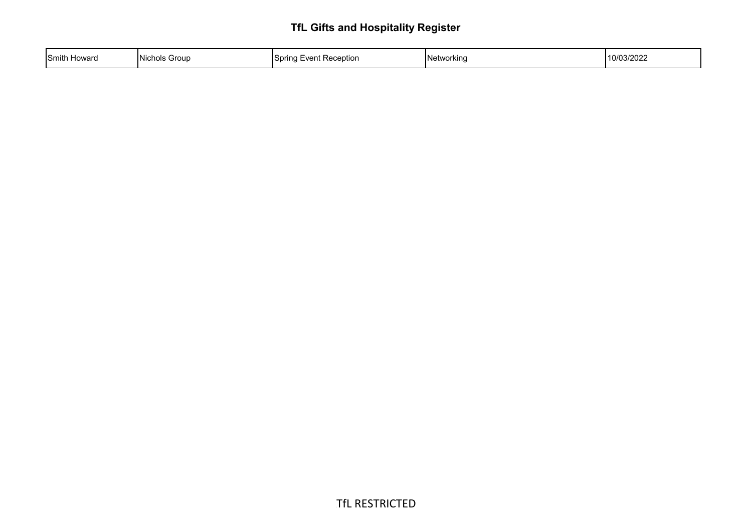# TfL Gifts and Hospitality Register

| | | | | |
|---|---|---|---|---|
| Smith Howard | Nichols Group | Spring Event Reception | Networking | 10/03/2022 |

TfL RESTRICTED